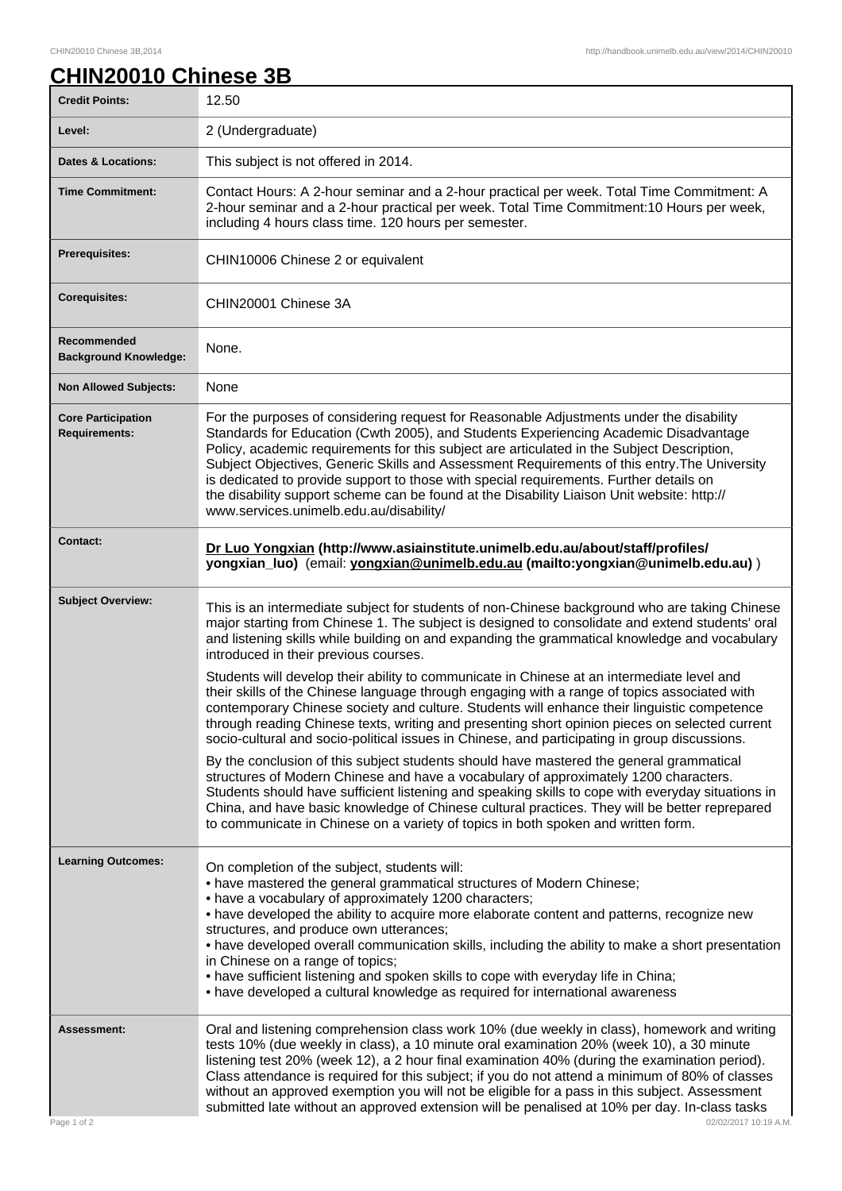# CHIN20010 Chinese 3B

| | |
|---|---|
| **Credit Points:** | 12.50 |
| **Level:** | 2 (Undergraduate) |
| **Dates & Locations:** | This subject is not offered in 2014. |
| **Time Commitment:** | Contact Hours: A 2-hour seminar and a 2-hour practical per week. Total Time Commitment: A 2-hour seminar and a 2-hour practical per week. Total Time Commitment:10 Hours per week, including 4 hours class time. 120 hours per semester. |
| **Prerequisites:** | CHIN10006 Chinese 2 or equivalent |
| **Corequisites:** | CHIN20001 Chinese 3A |
| **Recommended Background Knowledge:** | None. |
| **Non Allowed Subjects:** | None |
| **Core Participation Requirements:** | For the purposes of considering request for Reasonable Adjustments under the disability Standards for Education (Cwth 2005), and Students Experiencing Academic Disadvantage Policy, academic requirements for this subject are articulated in the Subject Description, Subject Objectives, Generic Skills and Assessment Requirements of this entry.The University is dedicated to provide support to those with special requirements. Further details on the disability support scheme can be found at the Disability Liaison Unit website: http://www.services.unimelb.edu.au/disability/ |
| **Contact:** | **Dr Luo Yongxian (http://www.asiainstitute.unimelb.edu.au/about/staff/profiles/yongxian_luo)** (email: **yongxian@unimelb.edu.au (mailto:yongxian@unimelb.edu.au)** ) |
| **Subject Overview:** | This is an intermediate subject for students of non-Chinese background who are taking Chinese major starting from Chinese 1. The subject is designed to consolidate and extend students' oral and listening skills while building on and expanding the grammatical knowledge and vocabulary introduced in their previous courses.<br><br>Students will develop their ability to communicate in Chinese at an intermediate level and their skills of the Chinese language through engaging with a range of topics associated with contemporary Chinese society and culture. Students will enhance their linguistic competence through reading Chinese texts, writing and presenting short opinion pieces on selected current socio-cultural and socio-political issues in Chinese, and participating in group discussions.<br><br>By the conclusion of this subject students should have mastered the general grammatical structures of Modern Chinese and have a vocabulary of approximately 1200 characters. Students should have sufficient listening and speaking skills to cope with everyday situations in China, and have basic knowledge of Chinese cultural practices. They will be better reprepared to communicate in Chinese on a variety of topics in both spoken and written form. |
| **Learning Outcomes:** | On completion of the subject, students will:<br>• have mastered the general grammatical structures of Modern Chinese;<br>• have a vocabulary of approximately 1200 characters;<br>• have developed the ability to acquire more elaborate content and patterns, recognize new structures, and produce own utterances;<br>• have developed overall communication skills, including the ability to make a short presentation in Chinese on a range of topics;<br>• have sufficient listening and spoken skills to cope with everyday life in China;<br>• have developed a cultural knowledge as required for international awareness |
| **Assessment:** | Oral and listening comprehension class work 10% (due weekly in class), homework and writing tests 10% (due weekly in class), a 10 minute oral examination 20% (week 10), a 30 minute listening test 20% (week 12), a 2 hour final examination 40% (during the examination period). Class attendance is required for this subject; if you do not attend a minimum of 80% of classes without an approved exemption you will not be eligible for a pass in this subject. Assessment submitted late without an approved extension will be penalised at 10% per day. In-class tasks |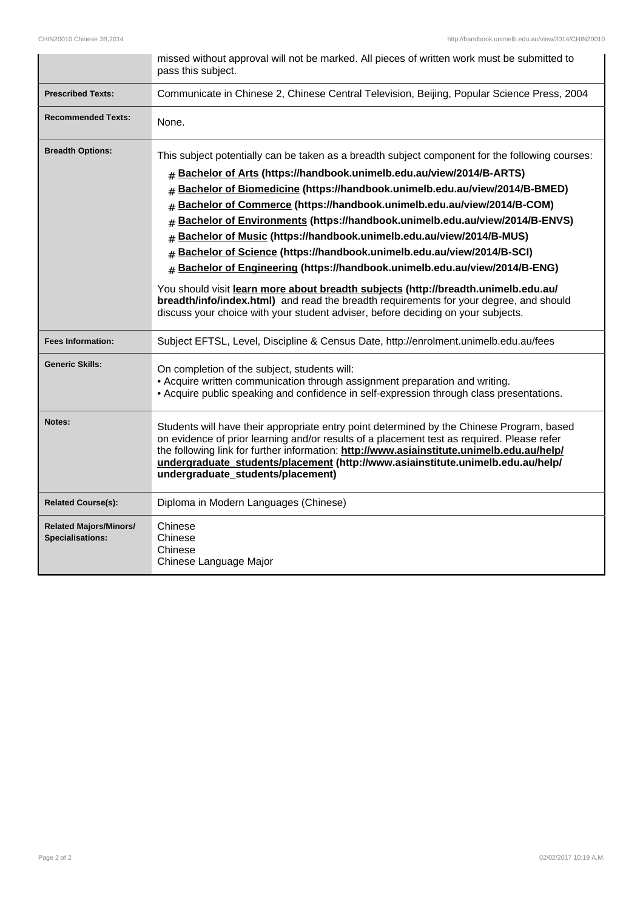| | |
|---|---|
| | missed without approval will not be marked. All pieces of written work must be submitted to pass this subject. |
| **Prescribed Texts:** | Communicate in Chinese 2, Chinese Central Television, Beijing, Popular Science Press, 2004 |
| **Recommended Texts:** | None. |
| **Breadth Options:** | This subject potentially can be taken as a breadth subject component for the following courses:<br># **Bachelor of Arts (https://handbook.unimelb.edu.au/view/2014/B-ARTS)**<br># **Bachelor of Biomedicine (https://handbook.unimelb.edu.au/view/2014/B-BMED)**<br># **Bachelor of Commerce (https://handbook.unimelb.edu.au/view/2014/B-COM)**<br># **Bachelor of Environments (https://handbook.unimelb.edu.au/view/2014/B-ENVS)**<br># **Bachelor of Music (https://handbook.unimelb.edu.au/view/2014/B-MUS)**<br># **Bachelor of Science (https://handbook.unimelb.edu.au/view/2014/B-SCI)**<br># **Bachelor of Engineering (https://handbook.unimelb.edu.au/view/2014/B-ENG)**<br>You should visit **learn more about breadth subjects (http://breadth.unimelb.edu.au/breadth/info/index.html)** and read the breadth requirements for your degree, and should discuss your choice with your student adviser, before deciding on your subjects. |
| **Fees Information:** | Subject EFTSL, Level, Discipline & Census Date, http://enrolment.unimelb.edu.au/fees |
| **Generic Skills:** | On completion of the subject, students will:<br>• Acquire written communication through assignment preparation and writing.<br>• Acquire public speaking and confidence in self-expression through class presentations. |
| **Notes:** | Students will have their appropriate entry point determined by the Chinese Program, based on evidence of prior learning and/or results of a placement test as required. Please refer the following link for further information: **http://www.asiainstitute.unimelb.edu.au/help/undergraduate_students/placement (http://www.asiainstitute.unimelb.edu.au/help/undergraduate_students/placement)** |
| **Related Course(s):** | Diploma in Modern Languages (Chinese) |
| **Related Majors/Minors/ Specialisations:** | Chinese<br>Chinese<br>Chinese<br>Chinese Language Major |